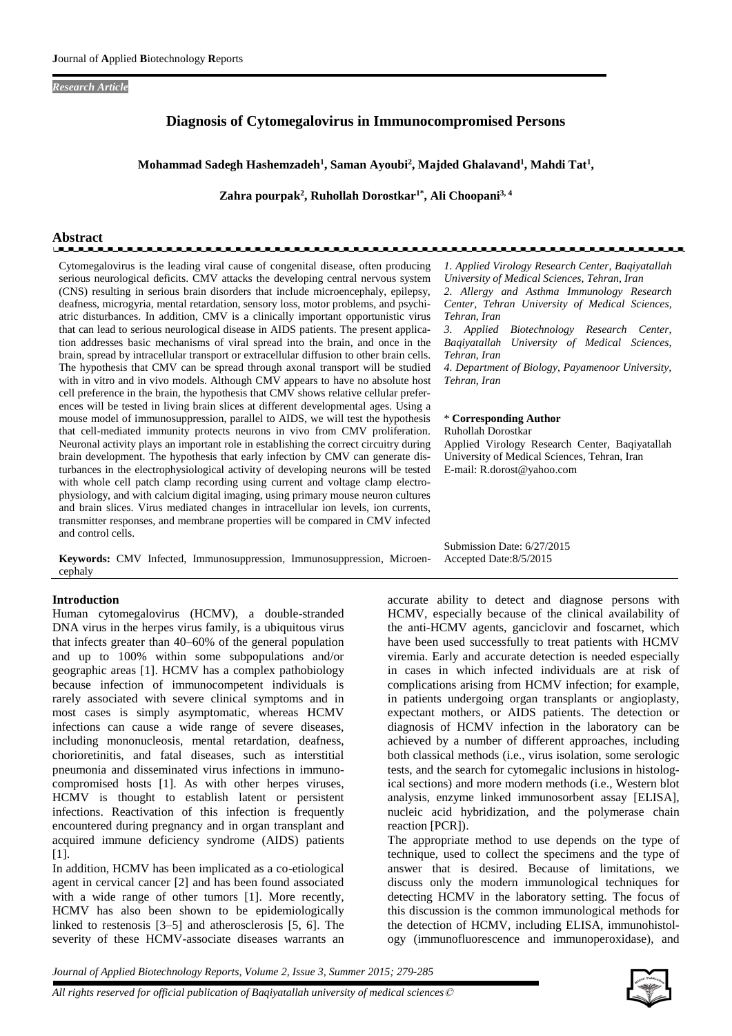*Research Article*

# Diagnosis of Cytomegalovirus in Immunocompromised Persons

**Mohammad Sadegh Hashemzadeh[1], Saman Ayoubi[2], Majded Ghalavand[1], Mahdi Tat[1], Zahra pourpak[2], Ruhollah Dorostkar[1*], Ali Choopani[3, 4]**

## Abstract

Cytomegalovirus is the leading viral cause of congenital disease, often producing serious neurological deficits. CMV attacks the developing central nervous system (CNS) resulting in serious brain disorders that include microencephaly, epilepsy, deafness, microgyria, mental retardation, sensory loss, motor problems, and psychiatric disturbances. In addition, CMV is a clinically important opportunistic virus that can lead to serious neurological disease in AIDS patients. The present application addresses basic mechanisms of viral spread into the brain, and once in the brain, spread by intracellular transport or extracellular diffusion to other brain cells. The hypothesis that CMV can be spread through axonal transport will be studied with in vitro and in vivo models. Although CMV appears to have no absolute host cell preference in the brain, the hypothesis that CMV shows relative cellular preferences will be tested in living brain slices at different developmental ages. Using a mouse model of immunosuppression, parallel to AIDS, we will test the hypothesis that cell-mediated immunity protects neurons in vivo from CMV proliferation. Neuronal activity plays an important role in establishing the correct circuitry during brain development. The hypothesis that early infection by CMV can generate disturbances in the electrophysiological activity of developing neurons will be tested with whole cell patch clamp recording using current and voltage clamp electrophysiology, and with calcium digital imaging, using primary mouse neuron cultures and brain slices. Virus mediated changes in intracellular ion levels, ion currents, transmitter responses, and membrane properties will be compared in CMV infected and control cells.

**Keywords:** CMV Infected, Immunosuppression, Immunosuppression, Microencephaly

*1. Applied Virology Research Center, Baqiyatallah University of Medical Sciences, Tehran, Iran*
*2. Allergy and Asthma Immunology Research Center, Tehran University of Medical Sciences, Tehran, Iran*
*3. Applied Biotechnology Research Center, Baqiyatallah University of Medical Sciences, Tehran, Iran*
*4. Department of Biology, Payamenoor University, Tehran, Iran*

\* **Corresponding Author**
Ruhollah Dorostkar
Applied Virology Research Center, Baqiyatallah University of Medical Sciences, Tehran, Iran
E-mail: R.dorost@yahoo.com

Submission Date: 6/27/2015
Accepted Date:8/5/2015

## Introduction

Human cytomegalovirus (HCMV), a double-stranded DNA virus in the herpes virus family, is a ubiquitous virus that infects greater than 40–60% of the general population and up to 100% within some subpopulations and/or geographic areas [1]. HCMV has a complex pathobiology because infection of immunocompetent individuals is rarely associated with severe clinical symptoms and in most cases is simply asymptomatic, whereas HCMV infections can cause a wide range of severe diseases, including mononucleosis, mental retardation, deafness, chorioretinitis, and fatal diseases, such as interstitial pneumonia and disseminated virus infections in immunocompromised hosts [1]. As with other herpes viruses, HCMV is thought to establish latent or persistent infections. Reactivation of this infection is frequently encountered during pregnancy and in organ transplant and acquired immune deficiency syndrome (AIDS) patients [1].

In addition, HCMV has been implicated as a co-etiological agent in cervical cancer [2] and has been found associated with a wide range of other tumors [1]. More recently, HCMV has also been shown to be epidemiologically linked to restenosis [3–5] and atherosclerosis [5, 6]. The severity of these HCMV-associate diseases warrants an accurate ability to detect and diagnose persons with HCMV, especially because of the clinical availability of the anti-HCMV agents, ganciclovir and foscarnet, which have been used successfully to treat patients with HCMV viremia. Early and accurate detection is needed especially in cases in which infected individuals are at risk of complications arising from HCMV infection; for example, in patients undergoing organ transplants or angioplasty, expectant mothers, or AIDS patients. The detection or diagnosis of HCMV infection in the laboratory can be achieved by a number of different approaches, including both classical methods (i.e., virus isolation, some serologic tests, and the search for cytomegalic inclusions in histological sections) and more modern methods (i.e., Western blot analysis, enzyme linked immunosorbent assay [ELISA], nucleic acid hybridization, and the polymerase chain reaction [PCR]).

The appropriate method to use depends on the type of technique, used to collect the specimens and the type of answer that is desired. Because of limitations, we discuss only the modern immunological techniques for detecting HCMV in the laboratory setting. The focus of this discussion is the common immunological methods for the detection of HCMV, including ELISA, immunohistology (immunofluorescence and immunoperoxidase), and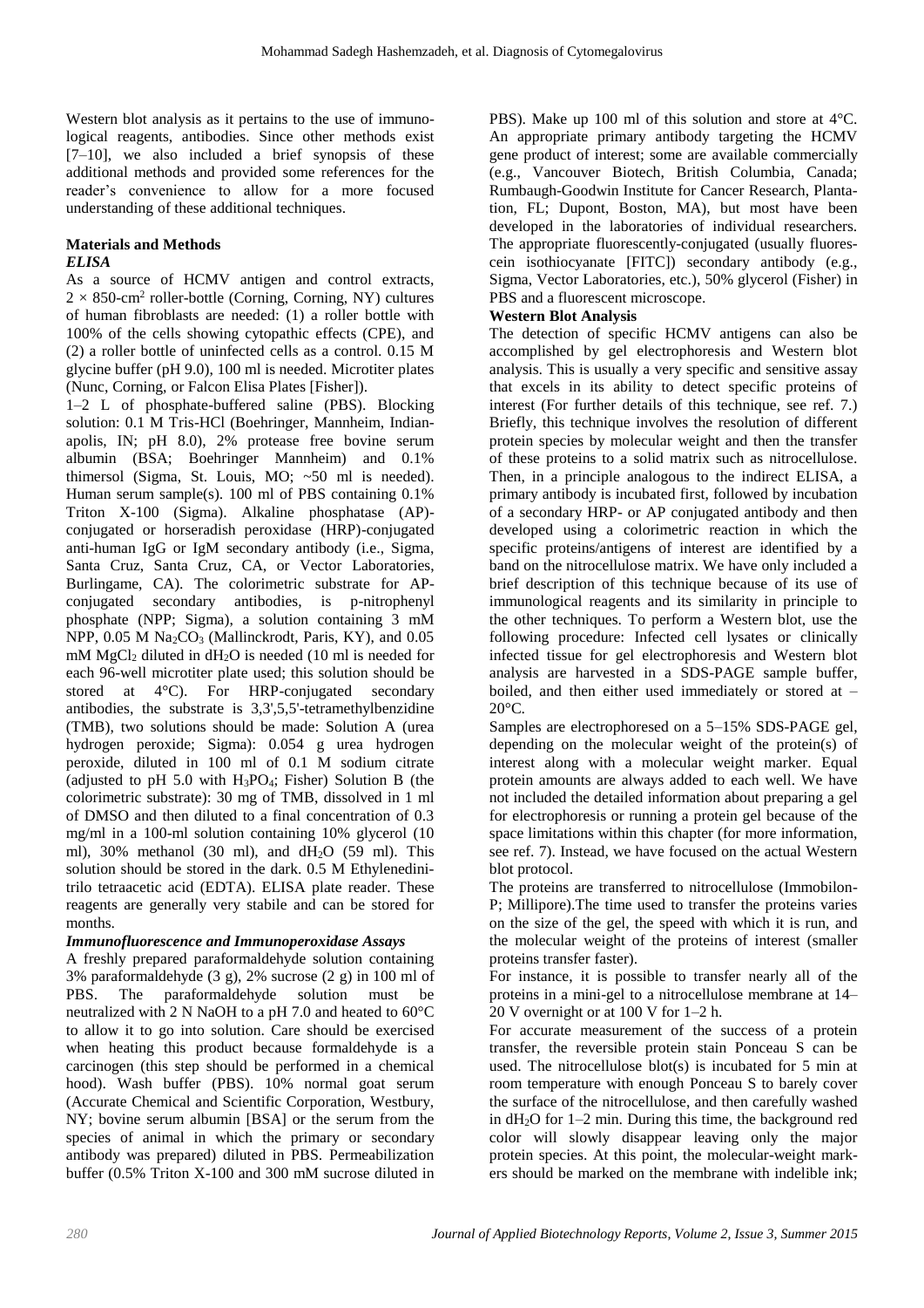Western blot analysis as it pertains to the use of immunological reagents, antibodies. Since other methods exist [7–10], we also included a brief synopsis of these additional methods and provided some references for the reader's convenience to allow for a more focused understanding of these additional techniques.

## Materials and Methods

### *ELISA*

As a source of HCMV antigen and control extracts, 2 × 850-cm$^2$ roller-bottle (Corning, Corning, NY) cultures of human fibroblasts are needed: (1) a roller bottle with 100% of the cells showing cytopathic effects (CPE), and (2) a roller bottle of uninfected cells as a control. 0.15 M glycine buffer (pH 9.0), 100 ml is needed. Microtiter plates (Nunc, Corning, or Falcon Elisa Plates [Fisher]).

1–2 L of phosphate-buffered saline (PBS). Blocking solution: 0.1 M Tris-HCl (Boehringer, Mannheim, Indianapolis, IN; pH 8.0), 2% protease free bovine serum albumin (BSA; Boehringer Mannheim) and 0.1% thimersol (Sigma, St. Louis, MO; ~50 ml is needed). Human serum sample(s). 100 ml of PBS containing 0.1% Triton X-100 (Sigma). Alkaline phosphatase (AP)-conjugated or horseradish peroxidase (HRP)-conjugated anti-human IgG or IgM secondary antibody (i.e., Sigma, Santa Cruz, Santa Cruz, CA, or Vector Laboratories, Burlingame, CA). The colorimetric substrate for AP-conjugated secondary antibodies, is p-nitrophenyl phosphate (NPP; Sigma), a solution containing 3 mM NPP, 0.05 M $Na_2CO_3$ (Mallinckrodt, Paris, KY), and 0.05 mM $MgCl_2$ diluted in $dH_2O$ is needed (10 ml is needed for each 96-well microtiter plate used; this solution should be stored at 4°C). For HRP-conjugated secondary antibodies, the substrate is 3,3',5,5'-tetramethylbenzidine (TMB), two solutions should be made: Solution A (urea hydrogen peroxide; Sigma): 0.054 g urea hydrogen peroxide, diluted in 100 ml of 0.1 M sodium citrate (adjusted to pH 5.0 with $H_3PO_4$; Fisher) Solution B (the colorimetric substrate): 30 mg of TMB, dissolved in 1 ml of DMSO and then diluted to a final concentration of 0.3 mg/ml in a 100-ml solution containing 10% glycerol (10 ml), 30% methanol (30 ml), and $dH_2O$ (59 ml). This solution should be stored in the dark. 0.5 M Ethylenedinitrilo tetraacetic acid (EDTA). ELISA plate reader. These reagents are generally very stabile and can be stored for months.

### *Immunofluorescence and Immunoperoxidase Assays*

A freshly prepared paraformaldehyde solution containing 3% paraformaldehyde (3 g), 2% sucrose (2 g) in 100 ml of PBS. The paraformaldehyde solution must be neutralized with 2 N NaOH to a pH 7.0 and heated to 60°C to allow it to go into solution. Care should be exercised when heating this product because formaldehyde is a carcinogen (this step should be performed in a chemical hood). Wash buffer (PBS). 10% normal goat serum (Accurate Chemical and Scientific Corporation, Westbury, NY; bovine serum albumin [BSA] or the serum from the species of animal in which the primary or secondary antibody was prepared) diluted in PBS. Permeabilization buffer (0.5% Triton X-100 and 300 mM sucrose diluted in PBS). Make up 100 ml of this solution and store at 4°C. An appropriate primary antibody targeting the HCMV gene product of interest; some are available commercially (e.g., Vancouver Biotech, British Columbia, Canada; Rumbaugh-Goodwin Institute for Cancer Research, Plantation, FL; Dupont, Boston, MA), but most have been developed in the laboratories of individual researchers. The appropriate fluorescently-conjugated (usually fluorescein isothiocyanate [FITC]) secondary antibody (e.g., Sigma, Vector Laboratories, etc.), 50% glycerol (Fisher) in PBS and a fluorescent microscope.

### Western Blot Analysis

The detection of specific HCMV antigens can also be accomplished by gel electrophoresis and Western blot analysis. This is usually a very specific and sensitive assay that excels in its ability to detect specific proteins of interest (For further details of this technique, see ref. 7.) Briefly, this technique involves the resolution of different protein species by molecular weight and then the transfer of these proteins to a solid matrix such as nitrocellulose. Then, in a principle analogous to the indirect ELISA, a primary antibody is incubated first, followed by incubation of a secondary HRP- or AP conjugated antibody and then developed using a colorimetric reaction in which the specific proteins/antigens of interest are identified by a band on the nitrocellulose matrix. We have only included a brief description of this technique because of its use of immunological reagents and its similarity in principle to the other techniques. To perform a Western blot, use the following procedure: Infected cell lysates or clinically infected tissue for gel electrophoresis and Western blot analysis are harvested in a SDS-PAGE sample buffer, boiled, and then either used immediately or stored at –20°C.

Samples are electrophoresed on a 5–15% SDS-PAGE gel, depending on the molecular weight of the protein(s) of interest along with a molecular weight marker. Equal protein amounts are always added to each well. We have not included the detailed information about preparing a gel for electrophoresis or running a protein gel because of the space limitations within this chapter (for more information, see ref. 7). Instead, we have focused on the actual Western blot protocol.

The proteins are transferred to nitrocellulose (Immobilon-P; Millipore).The time used to transfer the proteins varies on the size of the gel, the speed with which it is run, and the molecular weight of the proteins of interest (smaller proteins transfer faster).

For instance, it is possible to transfer nearly all of the proteins in a mini-gel to a nitrocellulose membrane at 14–20 V overnight or at 100 V for 1–2 h.

For accurate measurement of the success of a protein transfer, the reversible protein stain Ponceau S can be used. The nitrocellulose blot(s) is incubated for 5 min at room temperature with enough Ponceau S to barely cover the surface of the nitrocellulose, and then carefully washed in $dH_2O$ for 1–2 min. During this time, the background red color will slowly disappear leaving only the major protein species. At this point, the molecular-weight markers should be marked on the membrane with indelible ink;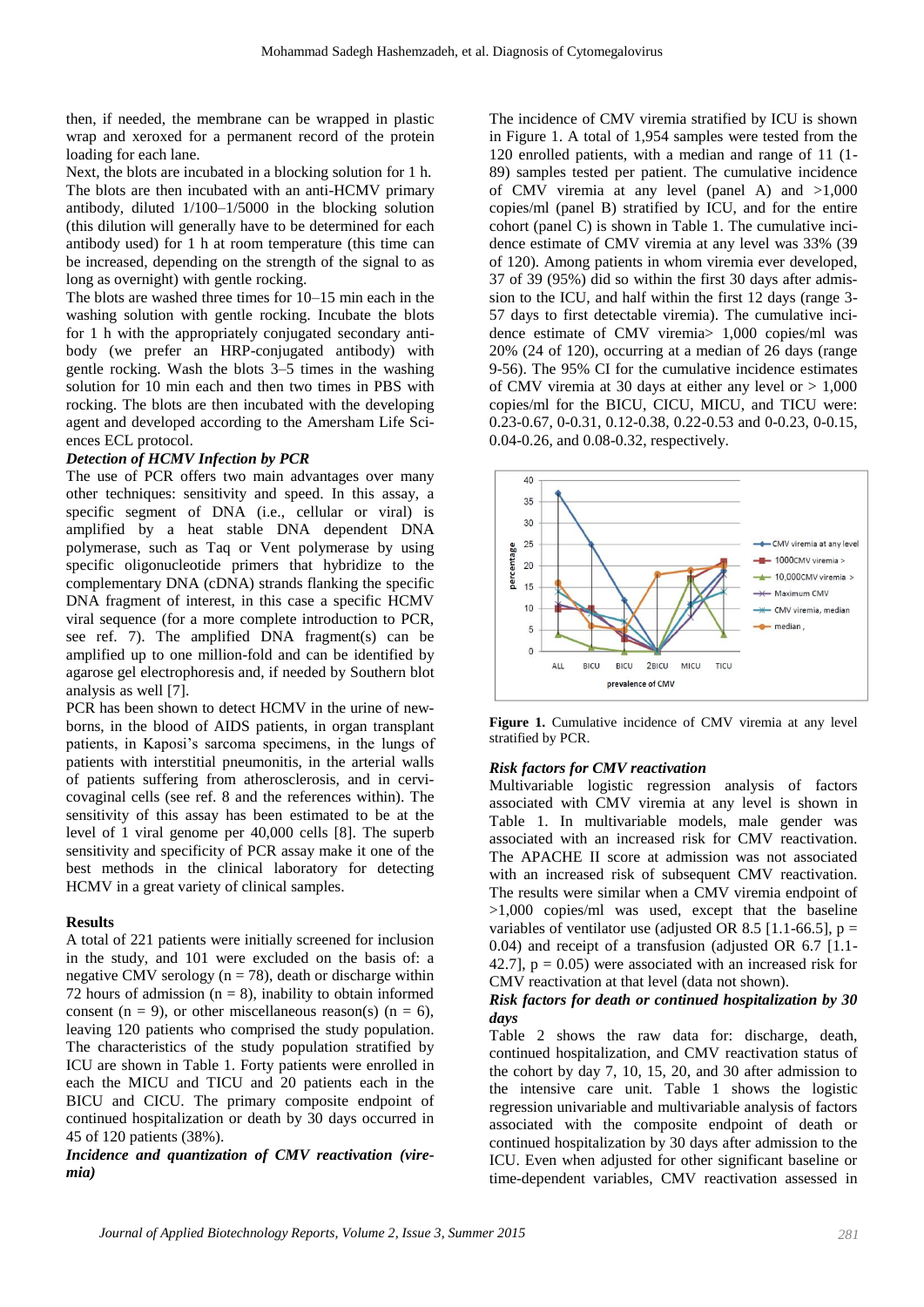then, if needed, the membrane can be wrapped in plastic wrap and xeroxed for a permanent record of the protein loading for each lane.

Next, the blots are incubated in a blocking solution for 1 h. The blots are then incubated with an anti-HCMV primary antibody, diluted 1/100–1/5000 in the blocking solution (this dilution will generally have to be determined for each antibody used) for 1 h at room temperature (this time can be increased, depending on the strength of the signal to as long as overnight) with gentle rocking.

The blots are washed three times for 10–15 min each in the washing solution with gentle rocking. Incubate the blots for 1 h with the appropriately conjugated secondary antibody (we prefer an HRP-conjugated antibody) with gentle rocking. Wash the blots 3–5 times in the washing solution for 10 min each and then two times in PBS with rocking. The blots are then incubated with the developing agent and developed according to the Amersham Life Sciences ECL protocol.

***Detection of HCMV Infection by PCR***

The use of PCR offers two main advantages over many other techniques: sensitivity and speed. In this assay, a specific segment of DNA (i.e., cellular or viral) is amplified by a heat stable DNA dependent DNA polymerase, such as Taq or Vent polymerase by using specific oligonucleotide primers that hybridize to the complementary DNA (cDNA) strands flanking the specific DNA fragment of interest, in this case a specific HCMV viral sequence (for a more complete introduction to PCR, see ref. 7). The amplified DNA fragment(s) can be amplified up to one million-fold and can be identified by agarose gel electrophoresis and, if needed by Southern blot analysis as well [7].

PCR has been shown to detect HCMV in the urine of newborns, in the blood of AIDS patients, in organ transplant patients, in Kaposi's sarcoma specimens, in the lungs of patients with interstitial pneumonitis, in the arterial walls of patients suffering from atherosclerosis, and in cervicovaginal cells (see ref. 8 and the references within). The sensitivity of this assay has been estimated to be at the level of 1 viral genome per 40,000 cells [8]. The superb sensitivity and specificity of PCR assay make it one of the best methods in the clinical laboratory for detecting HCMV in a great variety of clinical samples.

**Results**

A total of 221 patients were initially screened for inclusion in the study, and 101 were excluded on the basis of: a negative CMV serology (n = 78), death or discharge within 72 hours of admission (n = 8), inability to obtain informed consent (n = 9), or other miscellaneous reason(s) (n = 6), leaving 120 patients who comprised the study population. The characteristics of the study population stratified by ICU are shown in Table 1. Forty patients were enrolled in each the MICU and TICU and 20 patients each in the BICU and CICU. The primary composite endpoint of continued hospitalization or death by 30 days occurred in 45 of 120 patients (38%).

***Incidence and quantization of CMV reactivation (viremia)***

The incidence of CMV viremia stratified by ICU is shown in Figure 1. A total of 1,954 samples were tested from the 120 enrolled patients, with a median and range of 11 (1-89) samples tested per patient. The cumulative incidence of CMV viremia at any level (panel A) and >1,000 copies/ml (panel B) stratified by ICU, and for the entire cohort (panel C) is shown in Table 1. The cumulative incidence estimate of CMV viremia at any level was 33% (39 of 120). Among patients in whom viremia ever developed, 37 of 39 (95%) did so within the first 30 days after admission to the ICU, and half within the first 12 days (range 3-57 days to first detectable viremia). The cumulative incidence estimate of CMV viremia> 1,000 copies/ml was 20% (24 of 120), occurring at a median of 26 days (range 9-56). The 95% CI for the cumulative incidence estimates of CMV viremia at 30 days at either any level or > 1,000 copies/ml for the BICU, CICU, MICU, and TICU were: 0.23-0.67, 0-0.31, 0.12-0.38, 0.22-0.53 and 0-0.23, 0-0.15, 0.04-0.26, and 0.08-0.32, respectively.

**Figure 1.** Cumulative incidence of CMV viremia at any level stratified by PCR.

***Risk factors for CMV reactivation***

Multivariable logistic regression analysis of factors associated with CMV viremia at any level is shown in Table 1. In multivariable models, male gender was associated with an increased risk for CMV reactivation. The APACHE II score at admission was not associated with an increased risk of subsequent CMV reactivation. The results were similar when a CMV viremia endpoint of >1,000 copies/ml was used, except that the baseline variables of ventilator use (adjusted OR 8.5 [1.1-66.5], p = 0.04) and receipt of a transfusion (adjusted OR 6.7 [1.1-42.7], p = 0.05) were associated with an increased risk for CMV reactivation at that level (data not shown).

***Risk factors for death or continued hospitalization by 30 days***

Table 2 shows the raw data for: discharge, death, continued hospitalization, and CMV reactivation status of the cohort by day 7, 10, 15, 20, and 30 after admission to the intensive care unit. Table 1 shows the logistic regression univariable and multivariable analysis of factors associated with the composite endpoint of death or continued hospitalization by 30 days after admission to the ICU. Even when adjusted for other significant baseline or time-dependent variables, CMV reactivation assessed in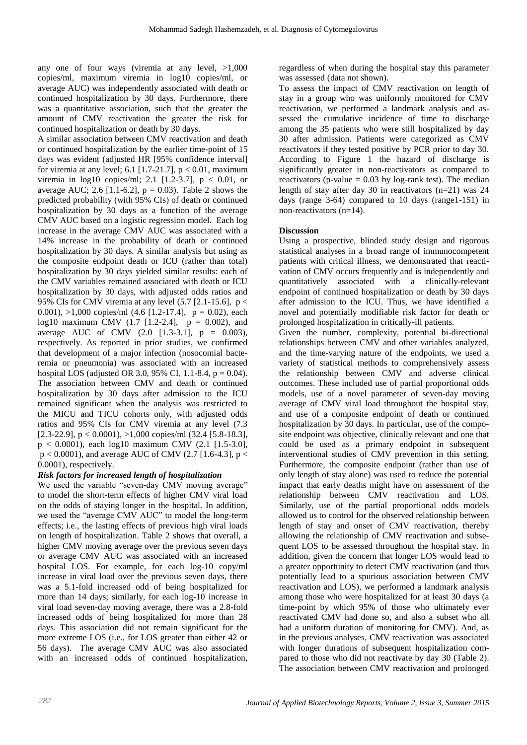any one of four ways (viremia at any level, >1,000 copies/ml, maximum viremia in log10 copies/ml, or average AUC) was independently associated with death or continued hospitalization by 30 days. Furthermore, there was a quantitative association, such that the greater the amount of CMV reactivation the greater the risk for continued hospitalization or death by 30 days.

A similar association between CMV reactivation and death or continued hospitalization by the earlier time-point of 15 days was evident (adjusted HR [95% confidence interval] for viremia at any level; 6.1 [1.7-21.7], $p < 0.01$, maximum viremia in log10 copies/ml; 2.1 [1.2-3.7], $p < 0.01$, or average AUC; 2.6 [1.1-6.2], $p = 0.03$). Table 2 shows the predicted probability (with 95% CIs) of death or continued hospitalization by 30 days as a function of the average CMV AUC based on a logistic regression model. Each log increase in the average CMV AUC was associated with a 14% increase in the probability of death or continued hospitalization by 30 days. A similar analysis but using as the composite endpoint death or ICU (rather than total) hospitalization by 30 days yielded similar results: each of the CMV variables remained associated with death or ICU hospitalization by 30 days, with adjusted odds ratios and 95% CIs for CMV viremia at any level (5.7 [2.1-15.6], $p < 0.001$), >1,000 copies/ml (4.6 [1.2-17.4], $p = 0.02$), each log10 maximum CMV (1.7 [1.2-2.4], $p = 0.002$), and average AUC of CMV (2.0 [1.3-3.1], $p = 0.003$), respectively. As reported in prior studies, we confirmed that development of a major infection (nosocomial bacteremia or pneumonia) was associated with an increased hospital LOS (adjusted OR 3.0, 95% CI, 1.1-8.4, $p = 0.04$). The association between CMV and death or continued hospitalization by 30 days after admission to the ICU remained significant when the analysis was restricted to the MICU and TICU cohorts only, with adjusted odds ratios and 95% CIs for CMV viremia at any level (7.3 [2.3-22.9], $p < 0.0001$), >1,000 copies/ml (32.4 [5.8-18.3], $p < 0.0001$), each log10 maximum CMV (2.1 [1.5-3.0], $p < 0.0001$), and average AUC of CMV (2.7 [1.6-4.3], $p < 0.0001$), respectively.

### *Risk factors for increased length of hospitalization*

We used the variable "seven-day CMV moving average" to model the short-term effects of higher CMV viral load on the odds of staying longer in the hospital. In addition, we used the "average CMV AUC" to model the long-term effects; i.e., the lasting effects of previous high viral loads on length of hospitalization. Table 2 shows that overall, a higher CMV moving average over the previous seven days or average CMV AUC was associated with an increased hospital LOS. For example, for each log-10 copy/ml increase in viral load over the previous seven days, there was a 5.1-fold increased odd of being hospitalized for more than 14 days; similarly, for each log-10 increase in viral load seven-day moving average, there was a 2.8-fold increased odds of being hospitalized for more than 28 days. This association did not remain significant for the more extreme LOS (i.e., for LOS greater than either 42 or 56 days). The average CMV AUC was also associated with an increased odds of continued hospitalization, regardless of when during the hospital stay this parameter was assessed (data not shown).

To assess the impact of CMV reactivation on length of stay in a group who was uniformly monitored for CMV reactivation, we performed a landmark analysis and assessed the cumulative incidence of time to discharge among the 35 patients who were still hospitalized by day 30 after admission. Patients were categorized as CMV reactivators if they tested positive by PCR prior to day 30. According to Figure 1 the hazard of discharge is significantly greater in non-reactivators as compared to reactivators (p-value = 0.03 by log-rank test). The median length of stay after day 30 in reactivators (n=21) was 24 days (range 3-64) compared to 10 days (range1-151) in non-reactivators (n=14).

## **Discussion**

Using a prospective, blinded study design and rigorous statistical analyses in a broad range of immunocompetent patients with critical illness, we demonstrated that reactivation of CMV occurs frequently and is independently and quantitatively associated with a clinically-relevant endpoint of continued hospitalization or death by 30 days after admission to the ICU. Thus, we have identified a novel and potentially modifiable risk factor for death or prolonged hospitalization in critically-ill patients.

Given the number, complexity, potential bi-directional relationships between CMV and other variables analyzed, and the time-varying nature of the endpoints, we used a variety of statistical methods to comprehensively assess the relationship between CMV and adverse clinical outcomes. These included use of partial proportional odds models, use of a novel parameter of seven-day moving average of CMV viral load throughout the hospital stay, and use of a composite endpoint of death or continued hospitalization by 30 days. In particular, use of the composite endpoint was objective, clinically relevant and one that could be used as a primary endpoint in subsequent interventional studies of CMV prevention in this setting. Furthermore, the composite endpoint (rather than use of only length of stay alone) was used to reduce the potential impact that early deaths might have on assessment of the relationship between CMV reactivation and LOS. Similarly, use of the partial proportional odds models allowed us to control for the observed relationship between length of stay and onset of CMV reactivation, thereby allowing the relationship of CMV reactivation and subsequent LOS to be assessed throughout the hospital stay. In addition, given the concern that longer LOS would lead to a greater opportunity to detect CMV reactivation (and thus potentially lead to a spurious association between CMV reactivation and LOS), we performed a landmark analysis among those who were hospitalized for at least 30 days (a time-point by which 95% of those who ultimately ever reactivated CMV had done so, and also a subset who all had a uniform duration of monitoring for CMV). And, as in the previous analyses, CMV reactivation was associated with longer durations of subsequent hospitalization compared to those who did not reactivate by day 30 (Table 2). The association between CMV reactivation and prolonged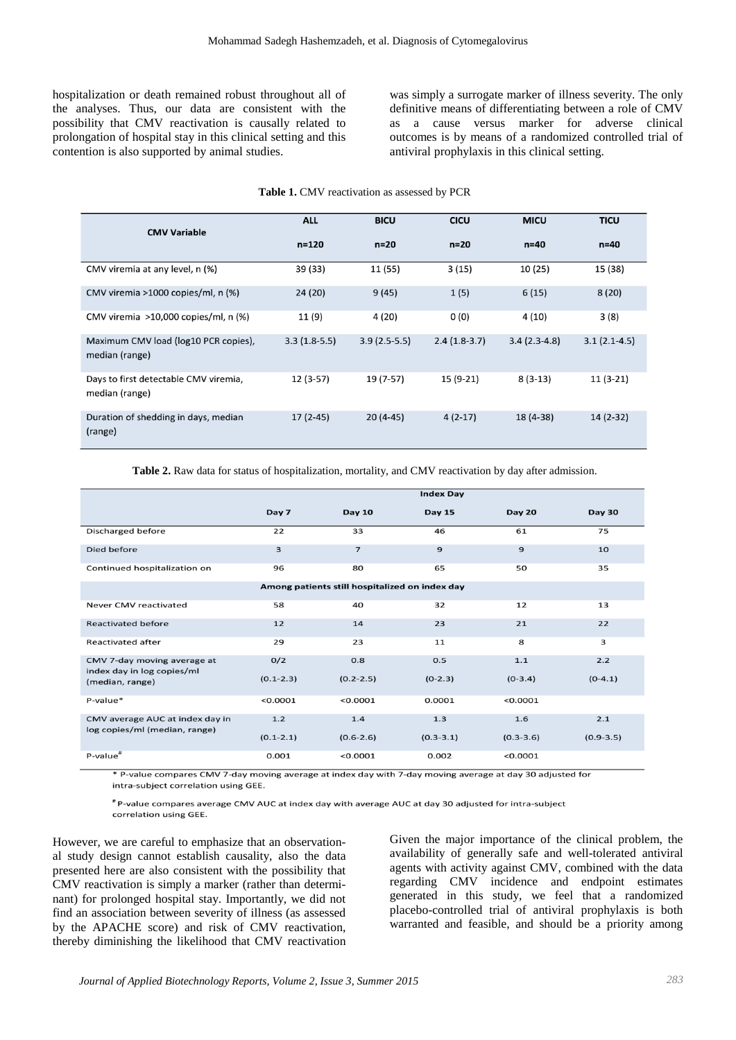hospitalization or death remained robust throughout all of the analyses. Thus, our data are consistent with the possibility that CMV reactivation is causally related to prolongation of hospital stay in this clinical setting and this contention is also supported by animal studies.

was simply a surrogate marker of illness severity. The only definitive means of differentiating between a role of CMV as a cause versus marker for adverse clinical outcomes is by means of a randomized controlled trial of antiviral prophylaxis in this clinical setting.

**Table 1.** CMV reactivation as assessed by PCR

| CMV Variable | ALL n=120 | BICU n=20 | CICU n=20 | MICU n=40 | TICU n=40 |
|---|---|---|---|---|---|
| CMV viremia at any level, n (%) | 39 (33) | 11 (55) | 3 (15) | 10 (25) | 15 (38) |
| CMV viremia >1000 copies/ml, n (%) | 24 (20) | 9 (45) | 1 (5) | 6 (15) | 8 (20) |
| CMV viremia >10,000 copies/ml, n (%) | 11 (9) | 4 (20) | 0 (0) | 4 (10) | 3 (8) |
| Maximum CMV load (log10 PCR copies), median (range) | 3.3 (1.8-5.5) | 3.9 (2.5-5.5) | 2.4 (1.8-3.7) | 3.4 (2.3-4.8) | 3.1 (2.1-4.5) |
| Days to first detectable CMV viremia, median (range) | 12 (3-57) | 19 (7-57) | 15 (9-21) | 8 (3-13) | 11 (3-21) |
| Duration of shedding in days, median (range) | 17 (2-45) | 20 (4-45) | 4 (2-17) | 18 (4-38) | 14 (2-32) |

**Table 2.** Raw data for status of hospitalization, mortality, and CMV reactivation by day after admission.

| | Index Day | | | | |
|---|---|---|---|---|---|
| | Day 7 | Day 10 | Day 15 | Day 20 | Day 30 |
| Discharged before | 22 | 33 | 46 | 61 | 75 |
| Died before | 3 | 7 | 9 | 9 | 10 |
| Continued hospitalization on | 96 | 80 | 65 | 50 | 35 |
| Among patients still hospitalized on index day | | | | | |
| Never CMV reactivated | 58 | 40 | 32 | 12 | 13 |
| Reactivated before | 12 | 14 | 23 | 21 | 22 |
| Reactivated after | 29 | 23 | 11 | 8 | 3 |
| CMV 7-day moving average at index day in log copies/ml (median, range) | 0/2 (0.1-2.3) | 0.8 (0.2-2.5) | 0.5 (0-2.3) | 1.1 (0-3.4) | 2.2 (0-4.1) |
| P-value* | <0.0001 | <0.0001 | 0.0001 | <0.0001 | |
| CMV average AUC at index day in log copies/ml (median, range) | 1.2 (0.1-2.1) | 1.4 (0.6-2.6) | 1.3 (0.3-3.1) | 1.6 (0.3-3.6) | 2.1 (0.9-3.5) |
| P-value# | 0.001 | <0.0001 | 0.002 | <0.0001 | |

\* P-value compares CMV 7-day moving average at index day with 7-day moving average at day 30 adjusted for intra-subject correlation using GEE.

\# P-value compares average CMV AUC at index day with average AUC at day 30 adjusted for intra-subject correlation using GEE.

However, we are careful to emphasize that an observational study design cannot establish causality, also the data presented here are also consistent with the possibility that CMV reactivation is simply a marker (rather than determinant) for prolonged hospital stay. Importantly, we did not find an association between severity of illness (as assessed by the APACHE score) and risk of CMV reactivation, thereby diminishing the likelihood that CMV reactivation

Given the major importance of the clinical problem, the availability of generally safe and well-tolerated antiviral agents with activity against CMV, combined with the data regarding CMV incidence and endpoint estimates generated in this study, we feel that a randomized placebo-controlled trial of antiviral prophylaxis is both warranted and feasible, and should be a priority among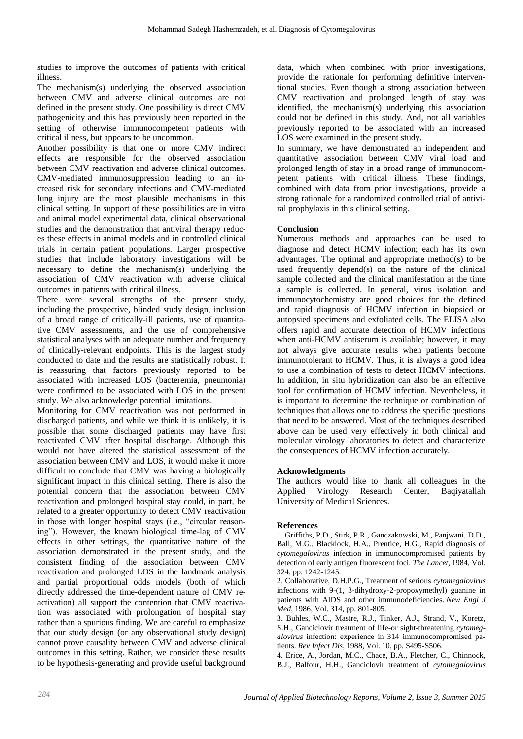studies to improve the outcomes of patients with critical illness.

The mechanism(s) underlying the observed association between CMV and adverse clinical outcomes are not defined in the present study. One possibility is direct CMV pathogenicity and this has previously been reported in the setting of otherwise immunocompetent patients with critical illness, but appears to be uncommon.

Another possibility is that one or more CMV indirect effects are responsible for the observed association between CMV reactivation and adverse clinical outcomes. CMV-mediated immunosuppression leading to an increased risk for secondary infections and CMV-mediated lung injury are the most plausible mechanisms in this clinical setting. In support of these possibilities are in vitro and animal model experimental data, clinical observational studies and the demonstration that antiviral therapy reduces these effects in animal models and in controlled clinical trials in certain patient populations. Larger prospective studies that include laboratory investigations will be necessary to define the mechanism(s) underlying the association of CMV reactivation with adverse clinical outcomes in patients with critical illness.

There were several strengths of the present study, including the prospective, blinded study design, inclusion of a broad range of critically-ill patients, use of quantitative CMV assessments, and the use of comprehensive statistical analyses with an adequate number and frequency of clinically-relevant endpoints. This is the largest study conducted to date and the results are statistically robust. It is reassuring that factors previously reported to be associated with increased LOS (bacteremia, pneumonia) were confirmed to be associated with LOS in the present study. We also acknowledge potential limitations.

Monitoring for CMV reactivation was not performed in discharged patients, and while we think it is unlikely, it is possible that some discharged patients may have first reactivated CMV after hospital discharge. Although this would not have altered the statistical assessment of the association between CMV and LOS, it would make it more difficult to conclude that CMV was having a biologically significant impact in this clinical setting. There is also the potential concern that the association between CMV reactivation and prolonged hospital stay could, in part, be related to a greater opportunity to detect CMV reactivation in those with longer hospital stays (i.e., "circular reasoning"). However, the known biological time-lag of CMV effects in other settings, the quantitative nature of the association demonstrated in the present study, and the consistent finding of the association between CMV reactivation and prolonged LOS in the landmark analysis and partial proportional odds models (both of which directly addressed the time-dependent nature of CMV reactivation) all support the contention that CMV reactivation was associated with prolongation of hospital stay rather than a spurious finding. We are careful to emphasize that our study design (or any observational study design) cannot prove causality between CMV and adverse clinical outcomes in this setting. Rather, we consider these results to be hypothesis-generating and provide useful background data, which when combined with prior investigations, provide the rationale for performing definitive interventional studies. Even though a strong association between CMV reactivation and prolonged length of stay was identified, the mechanism(s) underlying this association could not be defined in this study. And, not all variables previously reported to be associated with an increased LOS were examined in the present study.

In summary, we have demonstrated an independent and quantitative association between CMV viral load and prolonged length of stay in a broad range of immunocompetent patients with critical illness. These findings, combined with data from prior investigations, provide a strong rationale for a randomized controlled trial of antiviral prophylaxis in this clinical setting.

## Conclusion

Numerous methods and approaches can be used to diagnose and detect HCMV infection; each has its own advantages. The optimal and appropriate method(s) to be used frequently depend(s) on the nature of the clinical sample collected and the clinical manifestation at the time a sample is collected. In general, virus isolation and immunocytochemistry are good choices for the defined and rapid diagnosis of HCMV infection in biopsied or autopsied specimens and exfoliated cells. The ELISA also offers rapid and accurate detection of HCMV infections when anti-HCMV antiserum is available; however, it may not always give accurate results when patients become immunotolerant to HCMV. Thus, it is always a good idea to use a combination of tests to detect HCMV infections. In addition, in situ hybridization can also be an effective tool for confirmation of HCMV infection. Nevertheless, it is important to determine the technique or combination of techniques that allows one to address the specific questions that need to be answered. Most of the techniques described above can be used very effectively in both clinical and molecular virology laboratories to detect and characterize the consequences of HCMV infection accurately.

## Acknowledgments

The authors would like to thank all colleagues in the Applied Virology Research Center, Baqiyatallah University of Medical Sciences.

## References

1. Griffiths, P.D., Stirk, P.R., Ganczakowski, M., Panjwani, D.D., Ball, M.G., Blacklock, H.A., Prentice, H.G., Rapid diagnosis of *cytomegalovirus* infection in immunocompromised patients by detection of early antigen fluorescent foci. *The Lancet*, 1984, Vol. 324, pp. 1242-1245.

2. Collaborative, D.H.P.G., Treatment of serious *cytomegalovirus* infections with 9-(1, 3-dihydroxy-2-propoxymethyl) guanine in patients with AIDS and other immunodeficiencies. *New Engl J Med*, 1986, Vol. 314, pp. 801-805.

3. Buhles, W.C., Mastre, R.J., Tinker, A.J., Strand, V., Koretz, S.H., Ganciclovir treatment of life-or sight-threatening *cytomegalovirus* infection: experience in 314 immunocompromised patients. *Rev Infect Dis*, 1988, Vol. 10, pp. S495-S506.

4. Erice, A., Jordan, M.C., Chace, B.A., Fletcher, C., Chinnock, B.J., Balfour, H.H., Ganciclovir treatment of *cytomegalovirus*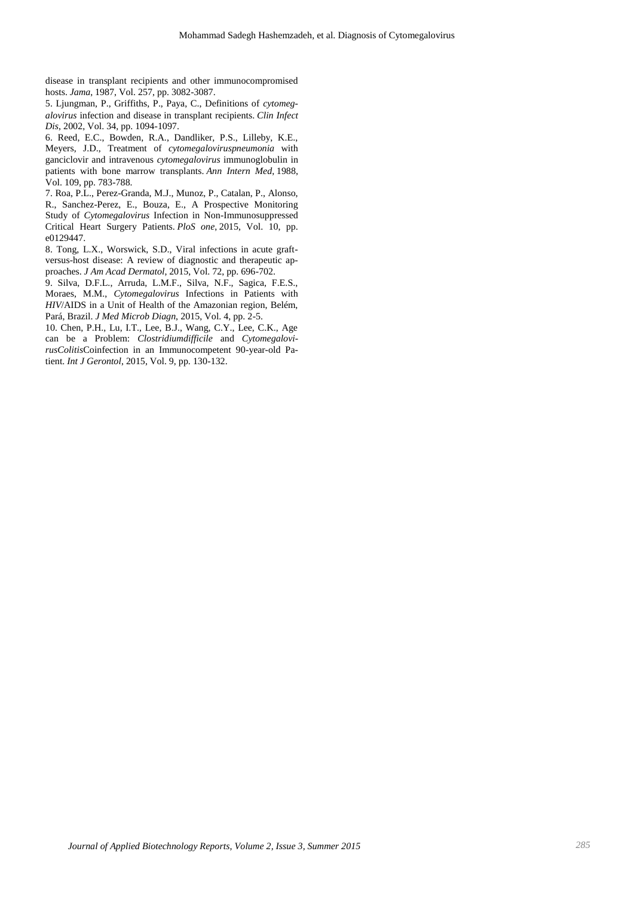disease in transplant recipients and other immunocompromised hosts. *Jama*, 1987, Vol. 257, pp. 3082-3087.

5. Ljungman, P., Griffiths, P., Paya, C., Definitions of *cytomegalovirus* infection and disease in transplant recipients. *Clin Infect Dis*, 2002, Vol. 34, pp. 1094-1097.

6. Reed, E.C., Bowden, R.A., Dandliker, P.S., Lilleby, K.E., Meyers, J.D., Treatment of *cytomegaloviruspneumonia* with ganciclovir and intravenous *cytomegalovirus* immunoglobulin in patients with bone marrow transplants. *Ann Intern Med*, 1988, Vol. 109, pp. 783-788.

7. Roa, P.L., Perez-Granda, M.J., Munoz, P., Catalan, P., Alonso, R., Sanchez-Perez, E., Bouza, E., A Prospective Monitoring Study of *Cytomegalovirus* Infection in Non-Immunosuppressed Critical Heart Surgery Patients. *PloS one*, 2015, Vol. 10, pp. e0129447.

8. Tong, L.X., Worswick, S.D., Viral infections in acute graft-versus-host disease: A review of diagnostic and therapeutic approaches. *J Am Acad Dermatol*, 2015, Vol. 72, pp. 696-702.

9. Silva, D.F.L., Arruda, L.M.F., Silva, N.F., Sagica, F.E.S., Moraes, M.M., *Cytomegalovirus* Infections in Patients with *HIV*/AIDS in a Unit of Health of the Amazonian region, Belém, Pará, Brazil. *J Med Microb Diagn*, 2015, Vol. 4, pp. 2-5.

10. Chen, P.H., Lu, I.T., Lee, B.J., Wang, C.Y., Lee, C.K., Age can be a Problem: *Clostridiumdifficile* and *CytomegalovirusColitis*Coinfection in an Immunocompetent 90-year-old Patient. *Int J Gerontol*, 2015, Vol. 9, pp. 130-132.